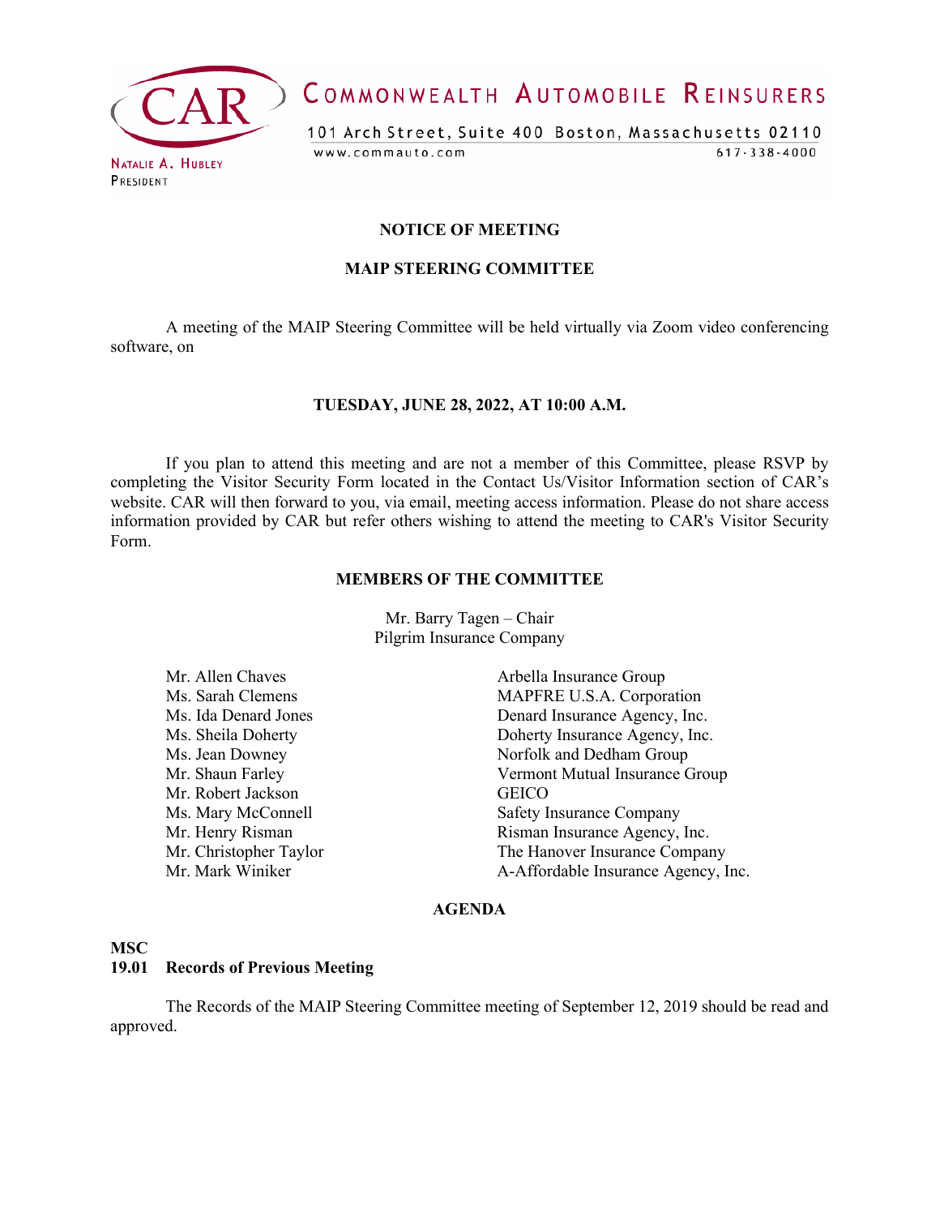CAR

COMMONWEALTH AUTOMOBILE REINSURERS

101 Arch Street, Suite 400 Boston, Massachusetts 02110

www.commauto.com 617-338-4000

NATALIE A. HUBLEY
PRESIDENT

**NOTICE OF MEETING**

**MAIP STEERING COMMITTEE**

A meeting of the MAIP Steering Committee will be held virtually via Zoom video conferencing software, on

**TUESDAY, JUNE 28, 2022, AT 10:00 A.M.**

If you plan to attend this meeting and are not a member of this Committee, please RSVP by completing the Visitor Security Form located in the Contact Us/Visitor Information section of CAR's website. CAR will then forward to you, via email, meeting access information. Please do not share access information provided by CAR but refer others wishing to attend the meeting to CAR's Visitor Security Form.

**MEMBERS OF THE COMMITTEE**

Mr. Barry Tagen – Chair
Pilgrim Insurance Company

| | |
|---|---|
| Mr. Allen Chaves | Arbella Insurance Group |
| Ms. Sarah Clemens | MAPFRE U.S.A. Corporation |
| Ms. Ida Denard Jones | Denard Insurance Agency, Inc. |
| Ms. Sheila Doherty | Doherty Insurance Agency, Inc. |
| Ms. Jean Downey | Norfolk and Dedham Group |
| Mr. Shaun Farley | Vermont Mutual Insurance Group |
| Mr. Robert Jackson | GEICO |
| Ms. Mary McConnell | Safety Insurance Company |
| Mr. Henry Risman | Risman Insurance Agency, Inc. |
| Mr. Christopher Taylor | The Hanover Insurance Company |
| Mr. Mark Winiker | A-Affordable Insurance Agency, Inc. |

**AGENDA**

**MSC**
**19.01 Records of Previous Meeting**

The Records of the MAIP Steering Committee meeting of September 12, 2019 should be read and approved.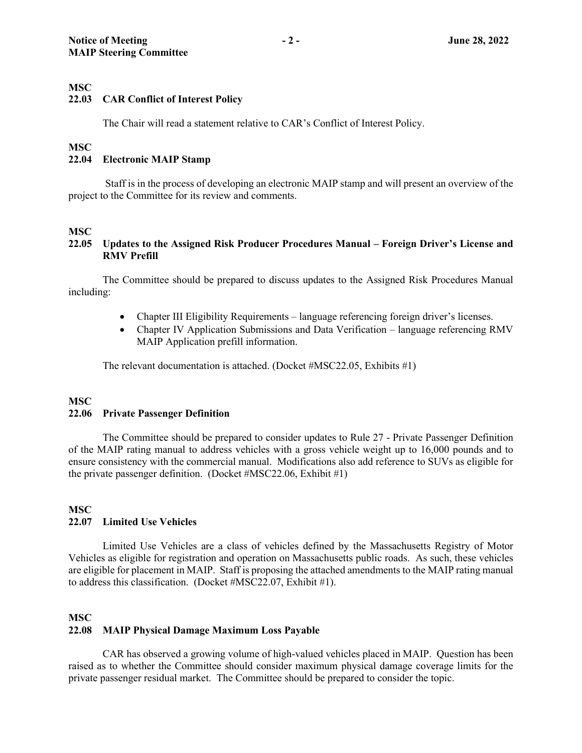## MSC 22.03 CAR Conflict of Interest Policy

The Chair will read a statement relative to CAR's Conflict of Interest Policy.

## MSC 22.04 Electronic MAIP Stamp

Staff is in the process of developing an electronic MAIP stamp and will present an overview of the project to the Committee for its review and comments.

## MSC 22.05 Updates to the Assigned Risk Producer Procedures Manual – Foreign Driver's License and RMV Prefill

The Committee should be prepared to discuss updates to the Assigned Risk Procedures Manual including:

- Chapter III Eligibility Requirements – language referencing foreign driver's licenses.
- Chapter IV Application Submissions and Data Verification – language referencing RMV MAIP Application prefill information.

The relevant documentation is attached. (Docket #MSC22.05, Exhibits #1)

## MSC 22.06 Private Passenger Definition

The Committee should be prepared to consider updates to Rule 27 - Private Passenger Definition of the MAIP rating manual to address vehicles with a gross vehicle weight up to 16,000 pounds and to ensure consistency with the commercial manual. Modifications also add reference to SUVs as eligible for the private passenger definition. (Docket #MSC22.06, Exhibit #1)

## MSC 22.07 Limited Use Vehicles

Limited Use Vehicles are a class of vehicles defined by the Massachusetts Registry of Motor Vehicles as eligible for registration and operation on Massachusetts public roads. As such, these vehicles are eligible for placement in MAIP. Staff is proposing the attached amendments to the MAIP rating manual to address this classification. (Docket #MSC22.07, Exhibit #1).

## MSC 22.08 MAIP Physical Damage Maximum Loss Payable

CAR has observed a growing volume of high-valued vehicles placed in MAIP. Question has been raised as to whether the Committee should consider maximum physical damage coverage limits for the private passenger residual market. The Committee should be prepared to consider the topic.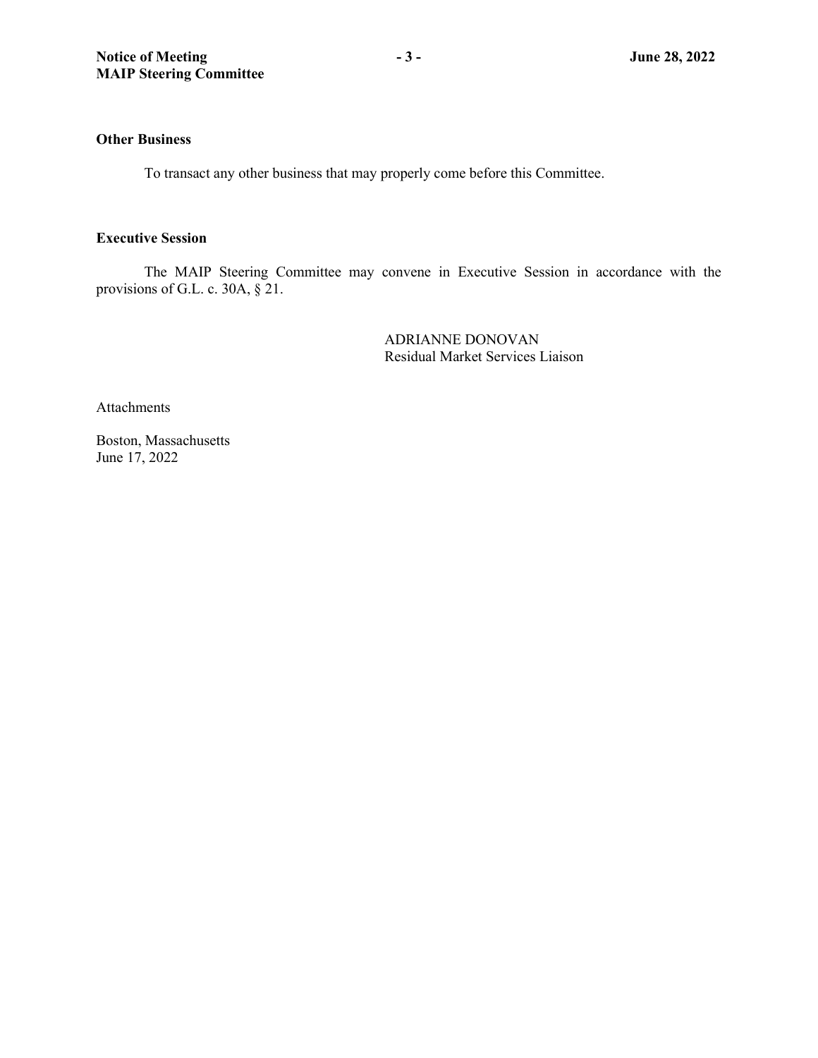**Other Business**

To transact any other business that may properly come before this Committee.

**Executive Session**

The MAIP Steering Committee may convene in Executive Session in accordance with the provisions of G.L. c. 30A, § 21.

ADRIANNE DONOVAN
Residual Market Services Liaison

Attachments

Boston, Massachusetts
June 17, 2022